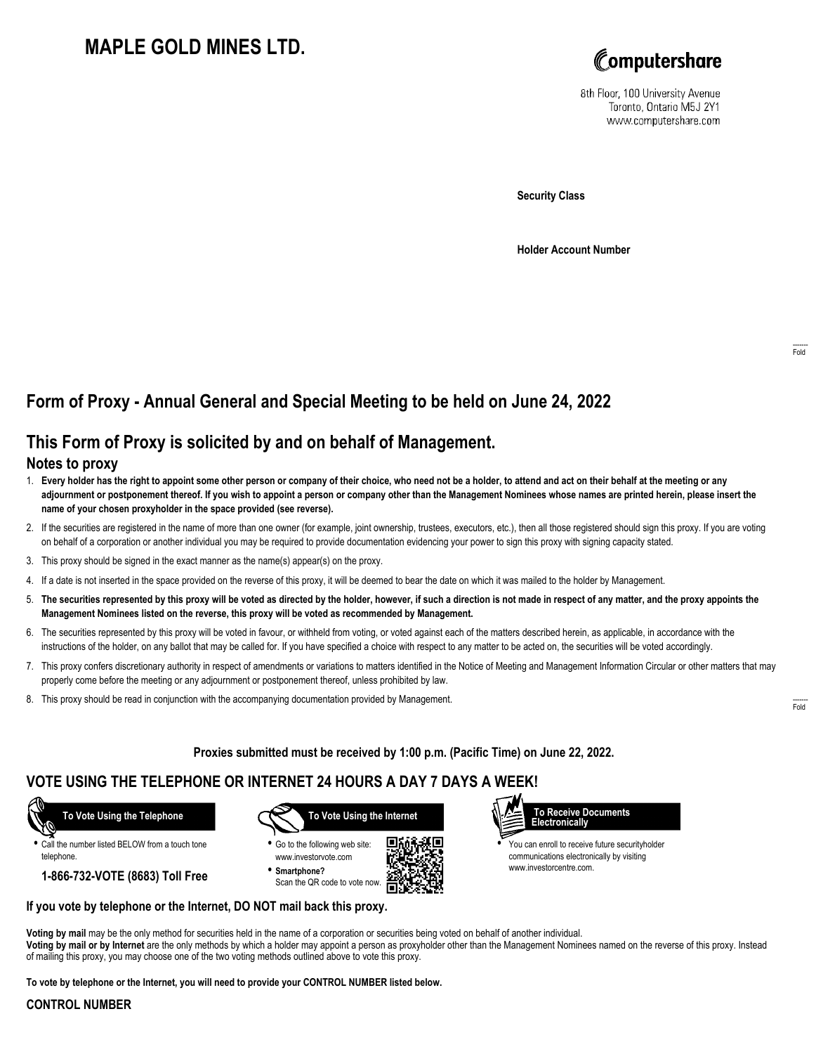# MAPLE GOLD MINES LTD.

Computershare

8th Floor, 100 University Avenue
Toronto, Ontario M5J 2Y1
www.computershare.com

**Security Class**

**Holder Account Number**

Fold

## Form of Proxy - Annual General and Special Meeting to be held on June 24, 2022

## This Form of Proxy is solicited by and on behalf of Management.

### Notes to proxy

1. **Every holder has the right to appoint some other person or company of their choice, who need not be a holder, to attend and act on their behalf at the meeting or any adjournment or postponement thereof. If you wish to appoint a person or company other than the Management Nominees whose names are printed herein, please insert the name of your chosen proxyholder in the space provided (see reverse).**
2. If the securities are registered in the name of more than one owner (for example, joint ownership, trustees, executors, etc.), then all those registered should sign this proxy. If you are voting on behalf of a corporation or another individual you may be required to provide documentation evidencing your power to sign this proxy with signing capacity stated.
3. This proxy should be signed in the exact manner as the name(s) appear(s) on the proxy.
4. If a date is not inserted in the space provided on the reverse of this proxy, it will be deemed to bear the date on which it was mailed to the holder by Management.
5. **The securities represented by this proxy will be voted as directed by the holder, however, if such a direction is not made in respect of any matter, and the proxy appoints the Management Nominees listed on the reverse, this proxy will be voted as recommended by Management.**
6. The securities represented by this proxy will be voted in favour, or withheld from voting, or voted against each of the matters described herein, as applicable, in accordance with the instructions of the holder, on any ballot that may be called for. If you have specified a choice with respect to any matter to be acted on, the securities will be voted accordingly.
7. This proxy confers discretionary authority in respect of amendments or variations to matters identified in the Notice of Meeting and Management Information Circular or other matters that may properly come before the meeting or any adjournment or postponement thereof, unless prohibited by law.
8. This proxy should be read in conjunction with the accompanying documentation provided by Management.

Fold

**Proxies submitted must be received by 1:00 p.m. (Pacific Time) on June 22, 2022.**

## VOTE USING THE TELEPHONE OR INTERNET 24 HOURS A DAY 7 DAYS A WEEK!

**To Vote Using the Telephone**

- Call the number listed BELOW from a touch tone telephone.

**1-866-732-VOTE (8683) Toll Free**

**To Vote Using the Internet**

- Go to the following web site: www.investorvote.com
- **Smartphone?** Scan the QR code to vote now.

**To Receive Documents Electronically**

- You can enroll to receive future securityholder communications electronically by visiting www.investorcentre.com.

**If you vote by telephone or the Internet, DO NOT mail back this proxy.**

**Voting by mail** may be the only method for securities held in the name of a corporation or securities being voted on behalf of another individual.
**Voting by mail or by Internet** are the only methods by which a holder may appoint a person as proxyholder other than the Management Nominees named on the reverse of this proxy. Instead of mailing this proxy, you may choose one of the two voting methods outlined above to vote this proxy.

**To vote by telephone or the Internet, you will need to provide your CONTROL NUMBER listed below.**

**CONTROL NUMBER**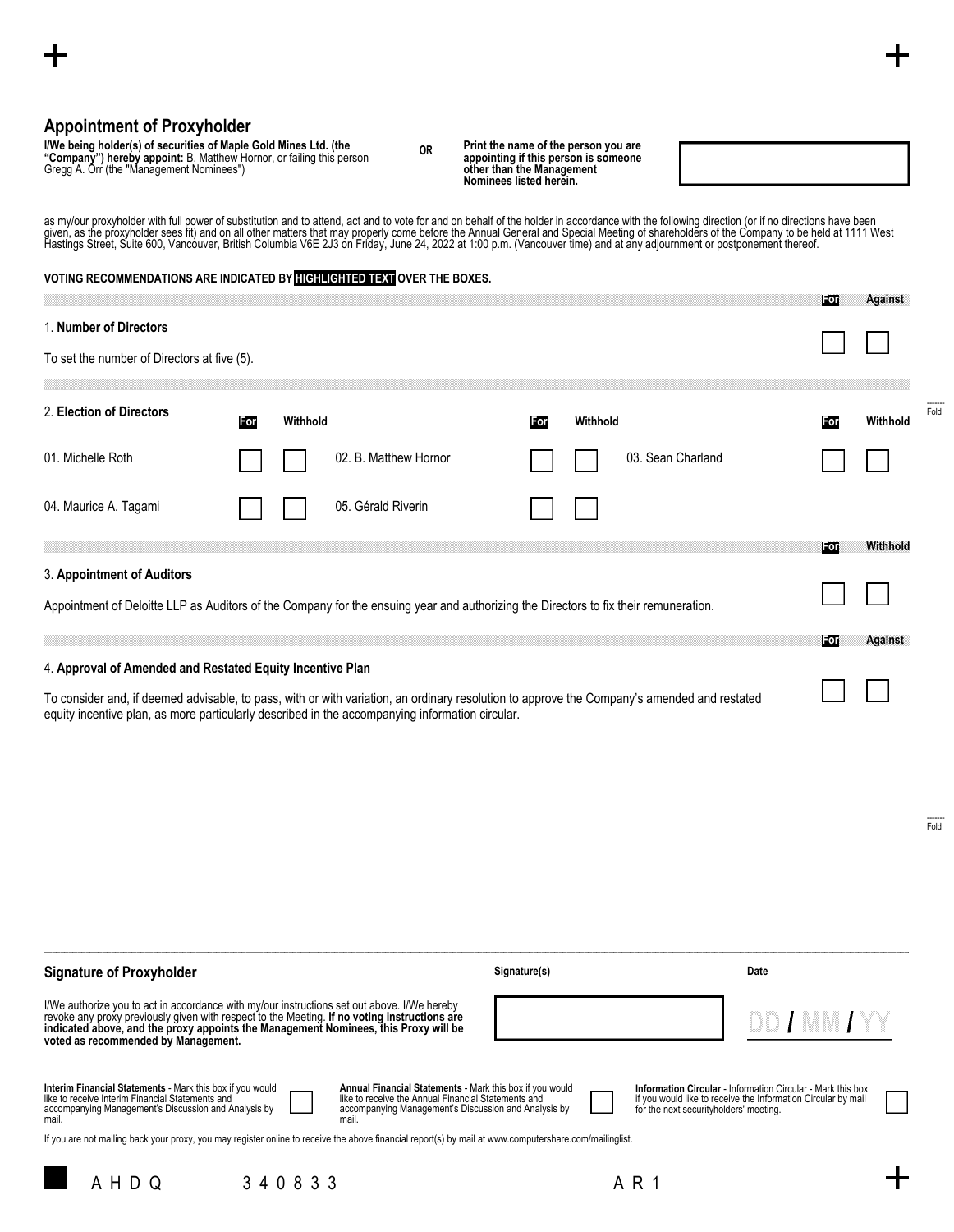## Appointment of Proxyholder

**I/We being holder(s) of securities of Maple Gold Mines Ltd. (the "Company") hereby appoint:** B. Matthew Hornor, or failing this person Gregg A. Orr (the "Management Nominees")

**OR**

**Print the name of the person you are appointing if this person is someone other than the Management Nominees listed herein.**

as my/our proxyholder with full power of substitution and to attend, act and to vote for and on behalf of the holder in accordance with the following direction (or if no directions have been given, as the proxyholder sees fit) and on all other matters that may properly come before the Annual General and Special Meeting of shareholders of the Company to be held at 1111 West Hastings Street, Suite 600, Vancouver, British Columbia V6E 2J3 on Friday, June 24, 2022 at 1:00 p.m. (Vancouver time) and at any adjournment or postponement thereof.

**VOTING RECOMMENDATIONS ARE INDICATED BY HIGHLIGHTED TEXT OVER THE BOXES.**

| | For | Against |
|---|---|---|
| 1. **Number of Directors**<br>To set the number of Directors at five (5). | ☐ | ☐ |

2. **Election of Directors**

| | For | Withhold | | For | Withhold | | For | Withhold |
|---|---|---|---|---|---|---|---|---|
| 01. Michelle Roth | ☐ | ☐ | 02. B. Matthew Hornor | ☐ | ☐ | 03. Sean Charland | ☐ | ☐ |
| 04. Maurice A. Tagami | ☐ | ☐ | 05. Gérald Riverin | ☐ | ☐ | | | |

| | For | Withhold |
|---|---|---|
| 3. **Appointment of Auditors**<br>Appointment of Deloitte LLP as Auditors of the Company for the ensuing year and authorizing the Directors to fix their remuneration. | ☐ | ☐ |

| | For | Against |
|---|---|---|
| 4. **Approval of Amended and Restated Equity Incentive Plan**<br>To consider and, if deemed advisable, to pass, with or without variation, an ordinary resolution to approve the Company's amended and restated equity incentive plan, as more particularly described in the accompanying information circular. | ☐ | ☐ |

## Signature of Proxyholder

I/We authorize you to act in accordance with my/our instructions set out above. I/We hereby revoke any proxy previously given with respect to the Meeting. **If no voting instructions are indicated above, and the proxy appoints the Management Nominees, this Proxy will be voted as recommended by Management.**

**Signature(s)**

**Date**

DD / MM / YY

**Interim Financial Statements** - Mark this box if you would like to receive Interim Financial Statements and accompanying Management's Discussion and Analysis by mail. ☐

**Annual Financial Statements** - Mark this box if you would like to receive the Annual Financial Statements and accompanying Management's Discussion and Analysis by mail. ☐

**Information Circular** - Information Circular - Mark this box if you would like to receive the Information Circular by mail for the next securityholders' meeting. ☐

If you are not mailing back your proxy, you may register online to receive the above financial report(s) by mail at www.computershare.com/mailinglist.

A H D Q 3 4 0 8 3 3 A R 1